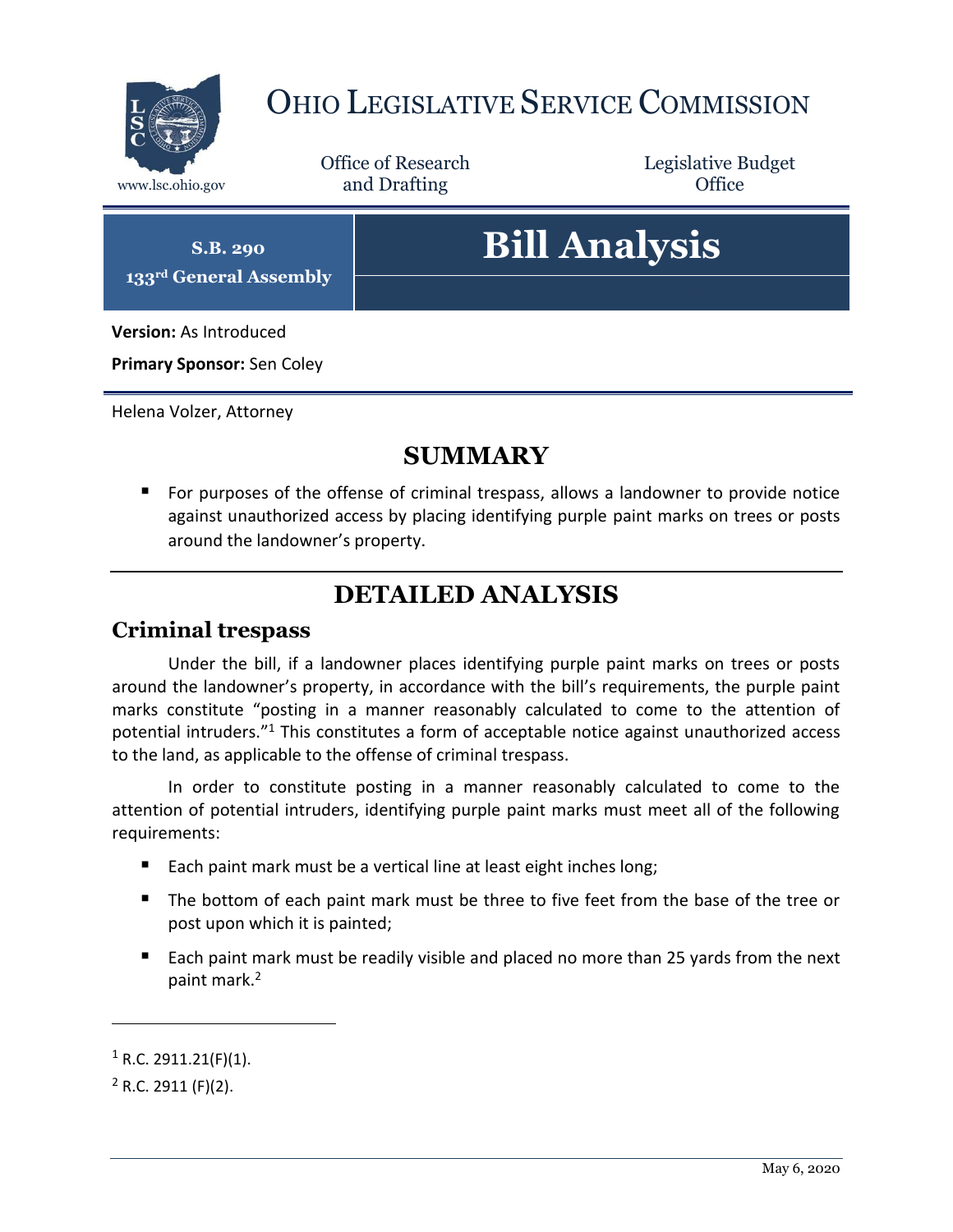# Ohio Legislative Service Commission

www.lsc.ohio.gov

Office of Research and Drafting

Legislative Budget Office

**S.B. 290**
**133rd General Assembly**

# Bill Analysis

**Version:** As Introduced

**Primary Sponsor:** Sen Coley

Helena Volzer, Attorney

## SUMMARY

- For purposes of the offense of criminal trespass, allows a landowner to provide notice against unauthorized access by placing identifying purple paint marks on trees or posts around the landowner's property.

## DETAILED ANALYSIS

### Criminal trespass

Under the bill, if a landowner places identifying purple paint marks on trees or posts around the landowner's property, in accordance with the bill's requirements, the purple paint marks constitute "posting in a manner reasonably calculated to come to the attention of potential intruders."[1] This constitutes a form of acceptable notice against unauthorized access to the land, as applicable to the offense of criminal trespass.

In order to constitute posting in a manner reasonably calculated to come to the attention of potential intruders, identifying purple paint marks must meet all of the following requirements:

- Each paint mark must be a vertical line at least eight inches long;
- The bottom of each paint mark must be three to five feet from the base of the tree or post upon which it is painted;
- Each paint mark must be readily visible and placed no more than 25 yards from the next paint mark.[2]

---

[1] R.C. 2911.21(F)(1).

[2] R.C. 2911 (F)(2).

May 6, 2020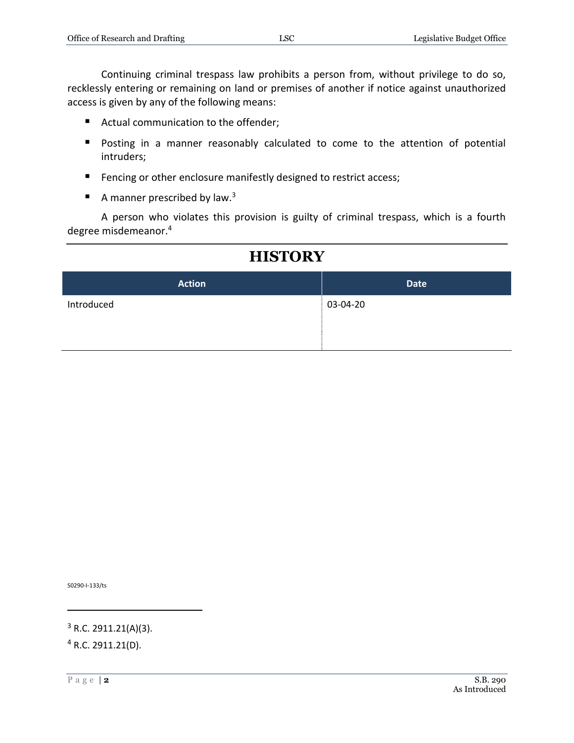Continuing criminal trespass law prohibits a person from, without privilege to do so, recklessly entering or remaining on land or premises of another if notice against unauthorized access is given by any of the following means:

- Actual communication to the offender;
- Posting in a manner reasonably calculated to come to the attention of potential intruders;
- Fencing or other enclosure manifestly designed to restrict access;
- A manner prescribed by law.[3]

A person who violates this provision is guilty of criminal trespass, which is a fourth degree misdemeanor.[4]

# HISTORY

| Action | Date |
|---|---|
| Introduced | 03-04-20 |

S0290-I-133/ts

[3] R.C. 2911.21(A)(3).

[4] R.C. 2911.21(D).